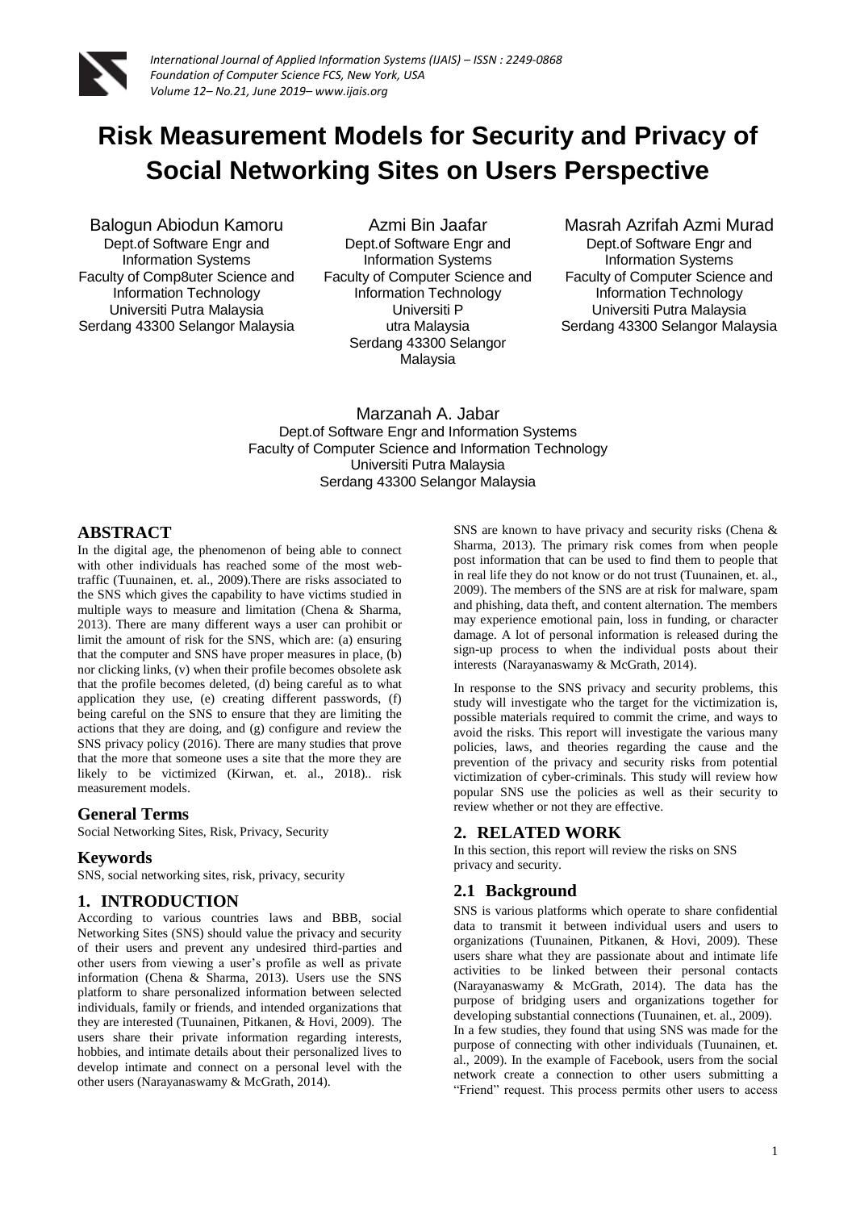# Risk Measurement Models for Security and Privacy of Social Networking Sites on Users Perspective

Balogun Abiodun Kamoru
Dept.of Software Engr and Information Systems
Faculty of Comp8uter Science and Information Technology
Universiti Putra Malaysia
Serdang 43300 Selangor Malaysia

Azmi Bin Jaafar
Dept.of Software Engr and Information Systems
Faculty of Computer Science and Information Technology
Universiti P utra Malaysia
Serdang 43300 Selangor Malaysia

Masrah Azrifah Azmi Murad
Dept.of Software Engr and Information Systems
Faculty of Computer Science and Information Technology
Universiti Putra Malaysia
Serdang 43300 Selangor Malaysia

Marzanah A. Jabar
Dept.of Software Engr and Information Systems
Faculty of Computer Science and Information Technology
Universiti Putra Malaysia
Serdang 43300 Selangor Malaysia

## ABSTRACT

In the digital age, the phenomenon of being able to connect with other individuals has reached some of the most web-traffic (Tuunainen, et. al., 2009).There are risks associated to the SNS which gives the capability to have victims studied in multiple ways to measure and limitation (Chena & Sharma, 2013). There are many different ways a user can prohibit or limit the amount of risk for the SNS, which are: (a) ensuring that the computer and SNS have proper measures in place, (b) nor clicking links, (v) when their profile becomes obsolete ask that the profile becomes deleted, (d) being careful as to what application they use, (e) creating different passwords, (f) being careful on the SNS to ensure that they are limiting the actions that they are doing, and (g) configure and review the SNS privacy policy (2016). There are many studies that prove that the more that someone uses a site that the more they are likely to be victimized (Kirwan, et. al., 2018).. risk measurement models.

### General Terms

Social Networking Sites, Risk, Privacy, Security

### Keywords

SNS, social networking sites, risk, privacy, security

## 1. INTRODUCTION

According to various countries laws and BBB, social Networking Sites (SNS) should value the privacy and security of their users and prevent any undesired third-parties and other users from viewing a user's profile as well as private information (Chena & Sharma, 2013). Users use the SNS platform to share personalized information between selected individuals, family or friends, and intended organizations that they are interested (Tuunainen, Pitkanen, & Hovi, 2009). The users share their private information regarding interests, hobbies, and intimate details about their personalized lives to develop intimate and connect on a personal level with the other users (Narayanaswamy & McGrath, 2014).

SNS are known to have privacy and security risks (Chena & Sharma, 2013). The primary risk comes from when people post information that can be used to find them to people that in real life they do not know or do not trust (Tuunainen, et. al., 2009). The members of the SNS are at risk for malware, spam and phishing, data theft, and content alternation. The members may experience emotional pain, loss in funding, or character damage. A lot of personal information is released during the sign-up process to when the individual posts about their interests (Narayanaswamy & McGrath, 2014).

In response to the SNS privacy and security problems, this study will investigate who the target for the victimization is, possible materials required to commit the crime, and ways to avoid the risks. This report will investigate the various many policies, laws, and theories regarding the cause and the prevention of the privacy and security risks from potential victimization of cyber-criminals. This study will review how popular SNS use the policies as well as their security to review whether or not they are effective.

## 2. RELATED WORK

In this section, this report will review the risks on SNS privacy and security.

### 2.1 Background

SNS is various platforms which operate to share confidential data to transmit it between individual users and users to organizations (Tuunainen, Pitkanen, & Hovi, 2009). These users share what they are passionate about and intimate life activities to be linked between their personal contacts (Narayanaswamy & McGrath, 2014). The data has the purpose of bridging users and organizations together for developing substantial connections (Tuunainen, et. al., 2009).

In a few studies, they found that using SNS was made for the purpose of connecting with other individuals (Tuunainen, et. al., 2009). In the example of Facebook, users from the social network create a connection to other users submitting a "Friend" request. This process permits other users to access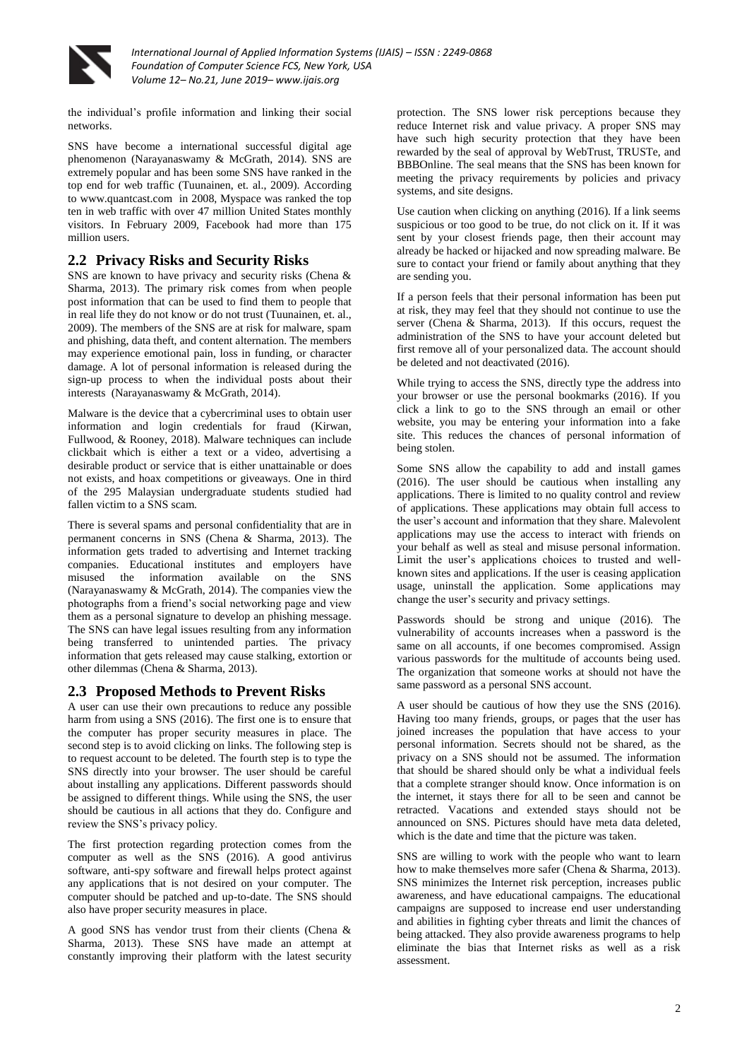the individual's profile information and linking their social networks.

SNS have become a international successful digital age phenomenon (Narayanaswamy & McGrath, 2014). SNS are extremely popular and has been some SNS have ranked in the top end for web traffic (Tuunainen, et. al., 2009). According to www.quantcast.com in 2008, Myspace was ranked the top ten in web traffic with over 47 million United States monthly visitors. In February 2009, Facebook had more than 175 million users.

## 2.2 Privacy Risks and Security Risks

SNS are known to have privacy and security risks (Chena & Sharma, 2013). The primary risk comes from when people post information that can be used to find them to people that in real life they do not know or do not trust (Tuunainen, et. al., 2009). The members of the SNS are at risk for malware, spam and phishing, data theft, and content alternation. The members may experience emotional pain, loss in funding, or character damage. A lot of personal information is released during the sign-up process to when the individual posts about their interests (Narayanaswamy & McGrath, 2014).

Malware is the device that a cybercriminal uses to obtain user information and login credentials for fraud (Kirwan, Fullwood, & Rooney, 2018). Malware techniques can include clickbait which is either a text or a video, advertising a desirable product or service that is either unattainable or does not exists, and hoax competitions or giveaways. One in third of the 295 Malaysian undergraduate students studied had fallen victim to a SNS scam.

There is several spams and personal confidentiality that are in permanent concerns in SNS (Chena & Sharma, 2013). The information gets traded to advertising and Internet tracking companies. Educational institutes and employers have misused the information available on the SNS (Narayanaswamy & McGrath, 2014). The companies view the photographs from a friend's social networking page and view them as a personal signature to develop an phishing message. The SNS can have legal issues resulting from any information being transferred to unintended parties. The privacy information that gets released may cause stalking, extortion or other dilemmas (Chena & Sharma, 2013).

## 2.3 Proposed Methods to Prevent Risks

A user can use their own precautions to reduce any possible harm from using a SNS (2016). The first one is to ensure that the computer has proper security measures in place. The second step is to avoid clicking on links. The following step is to request account to be deleted. The fourth step is to type the SNS directly into your browser. The user should be careful about installing any applications. Different passwords should be assigned to different things. While using the SNS, the user should be cautious in all actions that they do. Configure and review the SNS's privacy policy.

The first protection regarding protection comes from the computer as well as the SNS (2016). A good antivirus software, anti-spy software and firewall helps protect against any applications that is not desired on your computer. The computer should be patched and up-to-date. The SNS should also have proper security measures in place.

A good SNS has vendor trust from their clients (Chena & Sharma, 2013). These SNS have made an attempt at constantly improving their platform with the latest security protection. The SNS lower risk perceptions because they reduce Internet risk and value privacy. A proper SNS may have such high security protection that they have been rewarded by the seal of approval by WebTrust, TRUSTe, and BBBOnline. The seal means that the SNS has been known for meeting the privacy requirements by policies and privacy systems, and site designs.

Use caution when clicking on anything (2016). If a link seems suspicious or too good to be true, do not click on it. If it was sent by your closest friends page, then their account may already be hacked or hijacked and now spreading malware. Be sure to contact your friend or family about anything that they are sending you.

If a person feels that their personal information has been put at risk, they may feel that they should not continue to use the server (Chena & Sharma, 2013). If this occurs, request the administration of the SNS to have your account deleted but first remove all of your personalized data. The account should be deleted and not deactivated (2016).

While trying to access the SNS, directly type the address into your browser or use the personal bookmarks (2016). If you click a link to go to the SNS through an email or other website, you may be entering your information into a fake site. This reduces the chances of personal information of being stolen.

Some SNS allow the capability to add and install games (2016). The user should be cautious when installing any applications. There is limited to no quality control and review of applications. These applications may obtain full access to the user's account and information that they share. Malevolent applications may use the access to interact with friends on your behalf as well as steal and misuse personal information. Limit the user's applications choices to trusted and well-known sites and applications. If the user is ceasing application usage, uninstall the application. Some applications may change the user's security and privacy settings.

Passwords should be strong and unique (2016). The vulnerability of accounts increases when a password is the same on all accounts, if one becomes compromised. Assign various passwords for the multitude of accounts being used. The organization that someone works at should not have the same password as a personal SNS account.

A user should be cautious of how they use the SNS (2016). Having too many friends, groups, or pages that the user has joined increases the population that have access to your personal information. Secrets should not be shared, as the privacy on a SNS should not be assumed. The information that should be shared should only be what a individual feels that a complete stranger should know. Once information is on the internet, it stays there for all to be seen and cannot be retracted. Vacations and extended stays should not be announced on SNS. Pictures should have meta data deleted, which is the date and time that the picture was taken.

SNS are willing to work with the people who want to learn how to make themselves more safer (Chena & Sharma, 2013). SNS minimizes the Internet risk perception, increases public awareness, and have educational campaigns. The educational campaigns are supposed to increase end user understanding and abilities in fighting cyber threats and limit the chances of being attacked. They also provide awareness programs to help eliminate the bias that Internet risks as well as a risk assessment.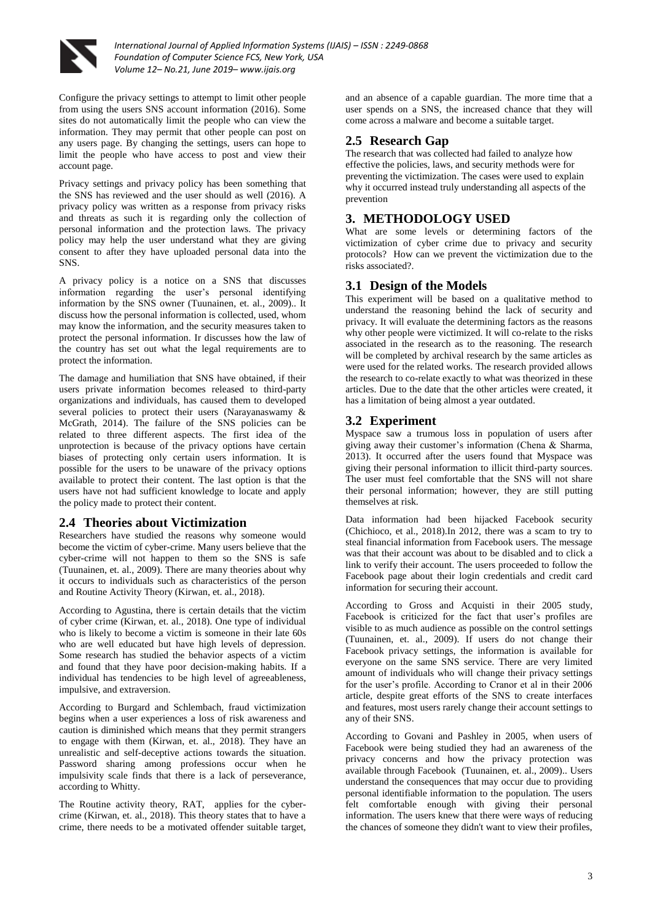Configure the privacy settings to attempt to limit other people from using the users SNS account information (2016). Some sites do not automatically limit the people who can view the information. They may permit that other people can post on any users page. By changing the settings, users can hope to limit the people who have access to post and view their account page.

Privacy settings and privacy policy has been something that the SNS has reviewed and the user should as well (2016). A privacy policy was written as a response from privacy risks and threats as such it is regarding only the collection of personal information and the protection laws. The privacy policy may help the user understand what they are giving consent to after they have uploaded personal data into the SNS.

A privacy policy is a notice on a SNS that discusses information regarding the user's personal identifying information by the SNS owner (Tuunainen, et. al., 2009).. It discuss how the personal information is collected, used, whom may know the information, and the security measures taken to protect the personal information. Ir discusses how the law of the country has set out what the legal requirements are to protect the information.

The damage and humiliation that SNS have obtained, if their users private information becomes released to third-party organizations and individuals, has caused them to developed several policies to protect their users (Narayanaswamy & McGrath, 2014). The failure of the SNS policies can be related to three different aspects. The first idea of the unprotection is because of the privacy options have certain biases of protecting only certain users information. It is possible for the users to be unaware of the privacy options available to protect their content. The last option is that the users have not had sufficient knowledge to locate and apply the policy made to protect their content.

## 2.4 Theories about Victimization

Researchers have studied the reasons why someone would become the victim of cyber-crime. Many users believe that the cyber-crime will not happen to them so the SNS is safe (Tuunainen, et. al., 2009). There are many theories about why it occurs to individuals such as characteristics of the person and Routine Activity Theory (Kirwan, et. al., 2018).

According to Agustina, there is certain details that the victim of cyber crime (Kirwan, et. al., 2018). One type of individual who is likely to become a victim is someone in their late 60s who are well educated but have high levels of depression. Some research has studied the behavior aspects of a victim and found that they have poor decision-making habits. If a individual has tendencies to be high level of agreeableness, impulsive, and extraversion.

According to Burgard and Schlembach, fraud victimization begins when a user experiences a loss of risk awareness and caution is diminished which means that they permit strangers to engage with them (Kirwan, et. al., 2018). They have an unrealistic and self-deceptive actions towards the situation. Password sharing among professions occur when he impulsivity scale finds that there is a lack of perseverance, according to Whitty.

The Routine activity theory, RAT, applies for the cyber-crime (Kirwan, et. al., 2018). This theory states that to have a crime, there needs to be a motivated offender suitable target, and an absence of a capable guardian. The more time that a user spends on a SNS, the increased chance that they will come across a malware and become a suitable target.

## 2.5 Research Gap

The research that was collected had failed to analyze how effective the policies, laws, and security methods were for preventing the victimization. The cases were used to explain why it occurred instead truly understanding all aspects of the prevention

# 3. METHODOLOGY USED

What are some levels or determining factors of the victimization of cyber crime due to privacy and security protocols? How can we prevent the victimization due to the risks associated?.

## 3.1 Design of the Models

This experiment will be based on a qualitative method to understand the reasoning behind the lack of security and privacy. It will evaluate the determining factors as the reasons why other people were victimized. It will co-relate to the risks associated in the research as to the reasoning. The research will be completed by archival research by the same articles as were used for the related works. The research provided allows the research to co-relate exactly to what was theorized in these articles. Due to the date that the other articles were created, it has a limitation of being almost a year outdated.

## 3.2 Experiment

Myspace saw a trumous loss in population of users after giving away their customer's information (Chena & Sharma, 2013). It occurred after the users found that Myspace was giving their personal information to illicit third-party sources. The user must feel comfortable that the SNS will not share their personal information; however, they are still putting themselves at risk.

Data information had been hijacked Facebook security (Chichioco, et al., 2018).In 2012, there was a scam to try to steal financial information from Facebook users. The message was that their account was about to be disabled and to click a link to verify their account. The users proceeded to follow the Facebook page about their login credentials and credit card information for securing their account.

According to Gross and Acquisti in their 2005 study, Facebook is criticized for the fact that user's profiles are visible to as much audience as possible on the control settings (Tuunainen, et. al., 2009). If users do not change their Facebook privacy settings, the information is available for everyone on the same SNS service. There are very limited amount of individuals who will change their privacy settings for the user's profile. According to Cranor et al in their 2006 article, despite great efforts of the SNS to create interfaces and features, most users rarely change their account settings to any of their SNS.

According to Govani and Pashley in 2005, when users of Facebook were being studied they had an awareness of the privacy concerns and how the privacy protection was available through Facebook (Tuunainen, et. al., 2009).. Users understand the consequences that may occur due to providing personal identifiable information to the population. The users felt comfortable enough with giving their personal information. The users knew that there were ways of reducing the chances of someone they didn't want to view their profiles,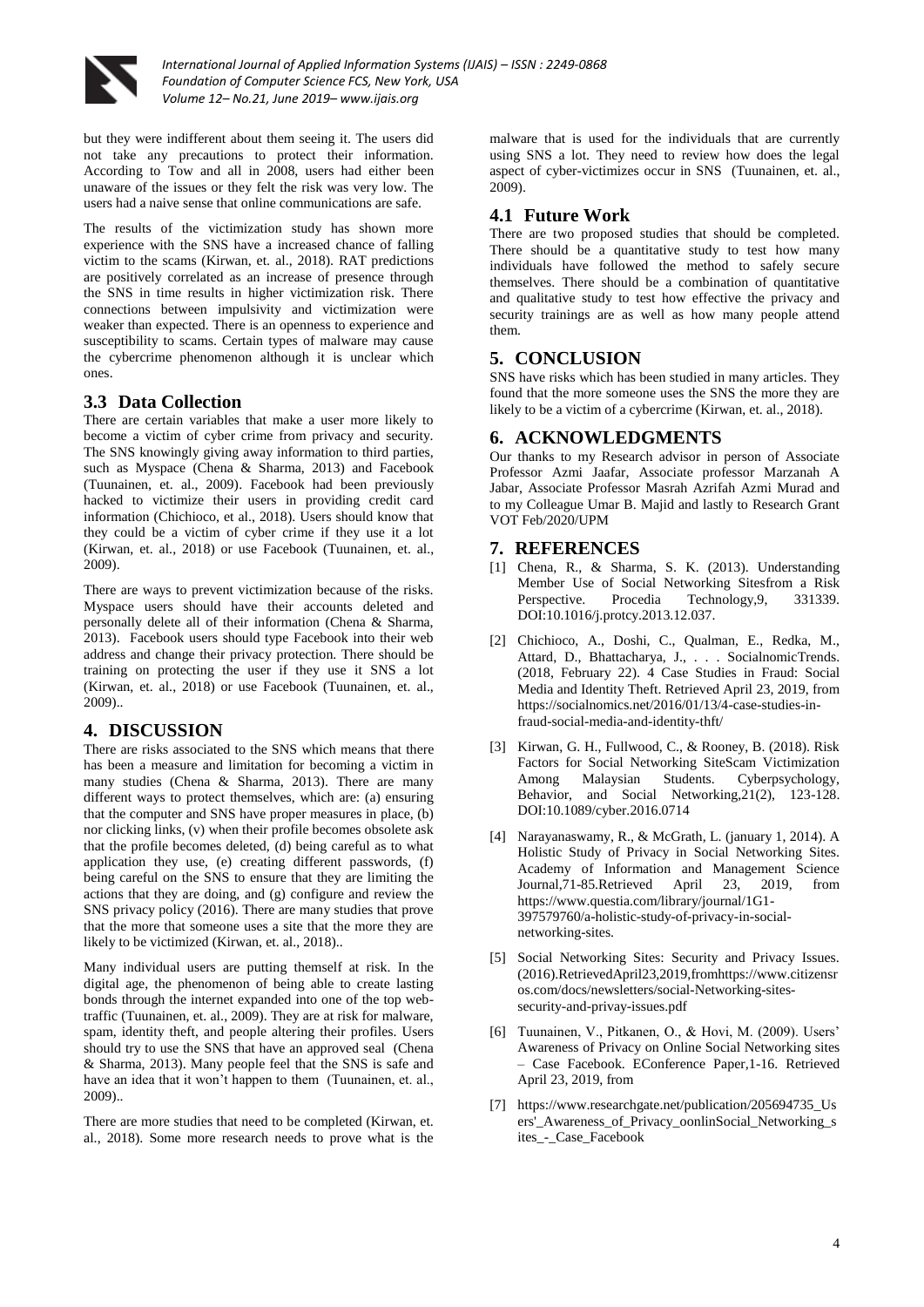but they were indifferent about them seeing it. The users did not take any precautions to protect their information. According to Tow and all in 2008, users had either been unaware of the issues or they felt the risk was very low. The users had a naive sense that online communications are safe.

The results of the victimization study has shown more experience with the SNS have a increased chance of falling victim to the scams (Kirwan, et. al., 2018). RAT predictions are positively correlated as an increase of presence through the SNS in time results in higher victimization risk. There connections between impulsivity and victimization were weaker than expected. There is an openness to experience and susceptibility to scams. Certain types of malware may cause the cybercrime phenomenon although it is unclear which ones.

## 3.3 Data Collection

There are certain variables that make a user more likely to become a victim of cyber crime from privacy and security. The SNS knowingly giving away information to third parties, such as Myspace (Chena & Sharma, 2013) and Facebook (Tuunainen, et. al., 2009). Facebook had been previously hacked to victimize their users in providing credit card information (Chichioco, et al., 2018). Users should know that they could be a victim of cyber crime if they use it a lot (Kirwan, et. al., 2018) or use Facebook (Tuunainen, et. al., 2009).

There are ways to prevent victimization because of the risks. Myspace users should have their accounts deleted and personally delete all of their information (Chena & Sharma, 2013). Facebook users should type Facebook into their web address and change their privacy protection. There should be training on protecting the user if they use it SNS a lot (Kirwan, et. al., 2018) or use Facebook (Tuunainen, et. al., 2009)..

# 4. DISCUSSION

There are risks associated to the SNS which means that there has been a measure and limitation for becoming a victim in many studies (Chena & Sharma, 2013). There are many different ways to protect themselves, which are: (a) ensuring that the computer and SNS have proper measures in place, (b) nor clicking links, (v) when their profile becomes obsolete ask that the profile becomes deleted, (d) being careful as to what application they use, (e) creating different passwords, (f) being careful on the SNS to ensure that they are limiting the actions that they are doing, and (g) configure and review the SNS privacy policy (2016). There are many studies that prove that the more that someone uses a site that the more they are likely to be victimized (Kirwan, et. al., 2018)..

Many individual users are putting themself at risk. In the digital age, the phenomenon of being able to create lasting bonds through the internet expanded into one of the top web-traffic (Tuunainen, et. al., 2009). They are at risk for malware, spam, identity theft, and people altering their profiles. Users should try to use the SNS that have an approved seal (Chena & Sharma, 2013). Many people feel that the SNS is safe and have an idea that it won't happen to them (Tuunainen, et. al., 2009)..

There are more studies that need to be completed (Kirwan, et. al., 2018). Some more research needs to prove what is the malware that is used for the individuals that are currently using SNS a lot. They need to review how does the legal aspect of cyber-victimizes occur in SNS (Tuunainen, et. al., 2009).

## 4.1 Future Work

There are two proposed studies that should be completed. There should be a quantitative study to test how many individuals have followed the method to safely secure themselves. There should be a combination of quantitative and qualitative study to test how effective the privacy and security trainings are as well as how many people attend them.

# 5. CONCLUSION

SNS have risks which has been studied in many articles. They found that the more someone uses the SNS the more they are likely to be a victim of a cybercrime (Kirwan, et. al., 2018).

# 6. ACKNOWLEDGMENTS

Our thanks to my Research advisor in person of Associate Professor Azmi Jaafar, Associate professor Marzanah A Jabar, Associate Professor Masrah Azrifah Azmi Murad and to my Colleague Umar B. Majid and lastly to Research Grant VOT Feb/2020/UPM

# 7. REFERENCES

[1] Chena, R., & Sharma, S. K. (2013). Understanding Member Use of Social Networking Sitesfrom a Risk Perspective. Procedia Technology,9, 331339. DOI:10.1016/j.protcy.2013.12.037.

[2] Chichioco, A., Doshi, C., Qualman, E., Redka, M., Attard, D., Bhattacharya, J., . . . SocialnomicTrends. (2018, February 22). 4 Case Studies in Fraud: Social Media and Identity Theft. Retrieved April 23, 2019, from https://socialnomics.net/2016/01/13/4-case-studies-in-fraud-social-media-and-identity-thft/

[3] Kirwan, G. H., Fullwood, C., & Rooney, B. (2018). Risk Factors for Social Networking SiteScam Victimization Among Malaysian Students. Cyberpsychology, Behavior, and Social Networking,21(2), 123-128. DOI:10.1089/cyber.2016.0714

[4] Narayanaswamy, R., & McGrath, L. (january 1, 2014). A Holistic Study of Privacy in Social Networking Sites. Academy of Information and Management Science Journal,71-85.Retrieved April 23, 2019, from https://www.questia.com/library/journal/1G1-397579760/a-holistic-study-of-privacy-in-social-networking-sites.

[5] Social Networking Sites: Security and Privacy Issues. (2016).RetrievedApril23,2019,fromhttps://www.citizensros.com/docs/newsletters/social-Networking-sites-security-and-privay-issues.pdf

[6] Tuunainen, V., Pitkanen, O., & Hovi, M. (2009). Users' Awareness of Privacy on Online Social Networking sites – Case Facebook. EConference Paper,1-16. Retrieved April 23, 2019, from

[7] https://www.researchgate.net/publication/205694735_Users'_Awareness_of_Privacy_oonlinSocial_Networking_sites_-_Case_Facebook